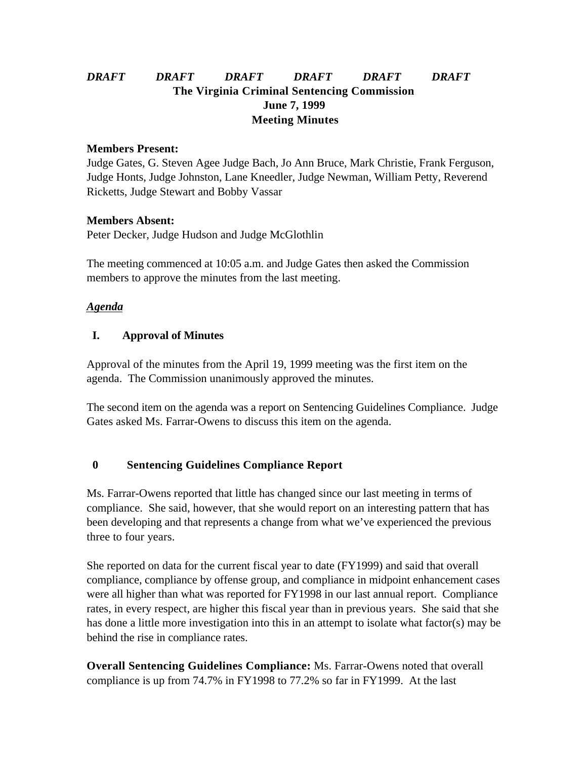*DRAFT DRAFT DRAFT DRAFT DRAFT DRAFT*

**The Virginia Criminal Sentencing Commission**
**June 7, 1999**
**Meeting Minutes**

**Members Present:**
Judge Gates, G. Steven Agee Judge Bach, Jo Ann Bruce, Mark Christie, Frank Ferguson, Judge Honts, Judge Johnston, Lane Kneedler, Judge Newman, William Petty, Reverend Ricketts, Judge Stewart and Bobby Vassar

**Members Absent:**
Peter Decker, Judge Hudson and Judge McGlothlin

The meeting commenced at 10:05 a.m. and Judge Gates then asked the Commission members to approve the minutes from the last meeting.

***Agenda***

**I. Approval of Minutes**

Approval of the minutes from the April 19, 1999 meeting was the first item on the agenda. The Commission unanimously approved the minutes.

The second item on the agenda was a report on Sentencing Guidelines Compliance. Judge Gates asked Ms. Farrar-Owens to discuss this item on the agenda.

**0 Sentencing Guidelines Compliance Report**

Ms. Farrar-Owens reported that little has changed since our last meeting in terms of compliance. She said, however, that she would report on an interesting pattern that has been developing and that represents a change from what we've experienced the previous three to four years.

She reported on data for the current fiscal year to date (FY1999) and said that overall compliance, compliance by offense group, and compliance in midpoint enhancement cases were all higher than what was reported for FY1998 in our last annual report. Compliance rates, in every respect, are higher this fiscal year than in previous years. She said that she has done a little more investigation into this in an attempt to isolate what factor(s) may be behind the rise in compliance rates.

**Overall Sentencing Guidelines Compliance:** Ms. Farrar-Owens noted that overall compliance is up from 74.7% in FY1998 to 77.2% so far in FY1999. At the last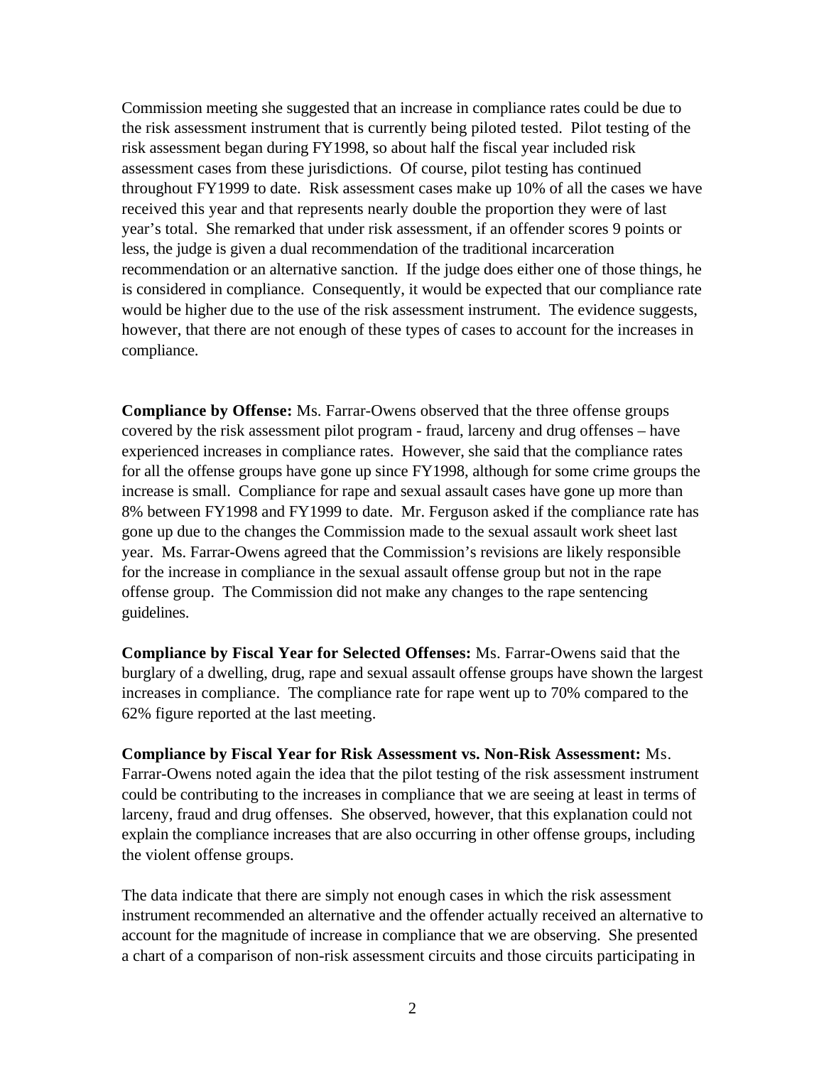Commission meeting she suggested that an increase in compliance rates could be due to the risk assessment instrument that is currently being piloted tested. Pilot testing of the risk assessment began during FY1998, so about half the fiscal year included risk assessment cases from these jurisdictions. Of course, pilot testing has continued throughout FY1999 to date. Risk assessment cases make up 10% of all the cases we have received this year and that represents nearly double the proportion they were of last year's total. She remarked that under risk assessment, if an offender scores 9 points or less, the judge is given a dual recommendation of the traditional incarceration recommendation or an alternative sanction. If the judge does either one of those things, he is considered in compliance. Consequently, it would be expected that our compliance rate would be higher due to the use of the risk assessment instrument. The evidence suggests, however, that there are not enough of these types of cases to account for the increases in compliance.

**Compliance by Offense:** Ms. Farrar-Owens observed that the three offense groups covered by the risk assessment pilot program - fraud, larceny and drug offenses – have experienced increases in compliance rates. However, she said that the compliance rates for all the offense groups have gone up since FY1998, although for some crime groups the increase is small. Compliance for rape and sexual assault cases have gone up more than 8% between FY1998 and FY1999 to date. Mr. Ferguson asked if the compliance rate has gone up due to the changes the Commission made to the sexual assault work sheet last year. Ms. Farrar-Owens agreed that the Commission's revisions are likely responsible for the increase in compliance in the sexual assault offense group but not in the rape offense group. The Commission did not make any changes to the rape sentencing guidelines.

**Compliance by Fiscal Year for Selected Offenses:** Ms. Farrar-Owens said that the burglary of a dwelling, drug, rape and sexual assault offense groups have shown the largest increases in compliance. The compliance rate for rape went up to 70% compared to the 62% figure reported at the last meeting.

**Compliance by Fiscal Year for Risk Assessment vs. Non-Risk Assessment:** Ms. Farrar-Owens noted again the idea that the pilot testing of the risk assessment instrument could be contributing to the increases in compliance that we are seeing at least in terms of larceny, fraud and drug offenses. She observed, however, that this explanation could not explain the compliance increases that are also occurring in other offense groups, including the violent offense groups.

The data indicate that there are simply not enough cases in which the risk assessment instrument recommended an alternative and the offender actually received an alternative to account for the magnitude of increase in compliance that we are observing. She presented a chart of a comparison of non-risk assessment circuits and those circuits participating in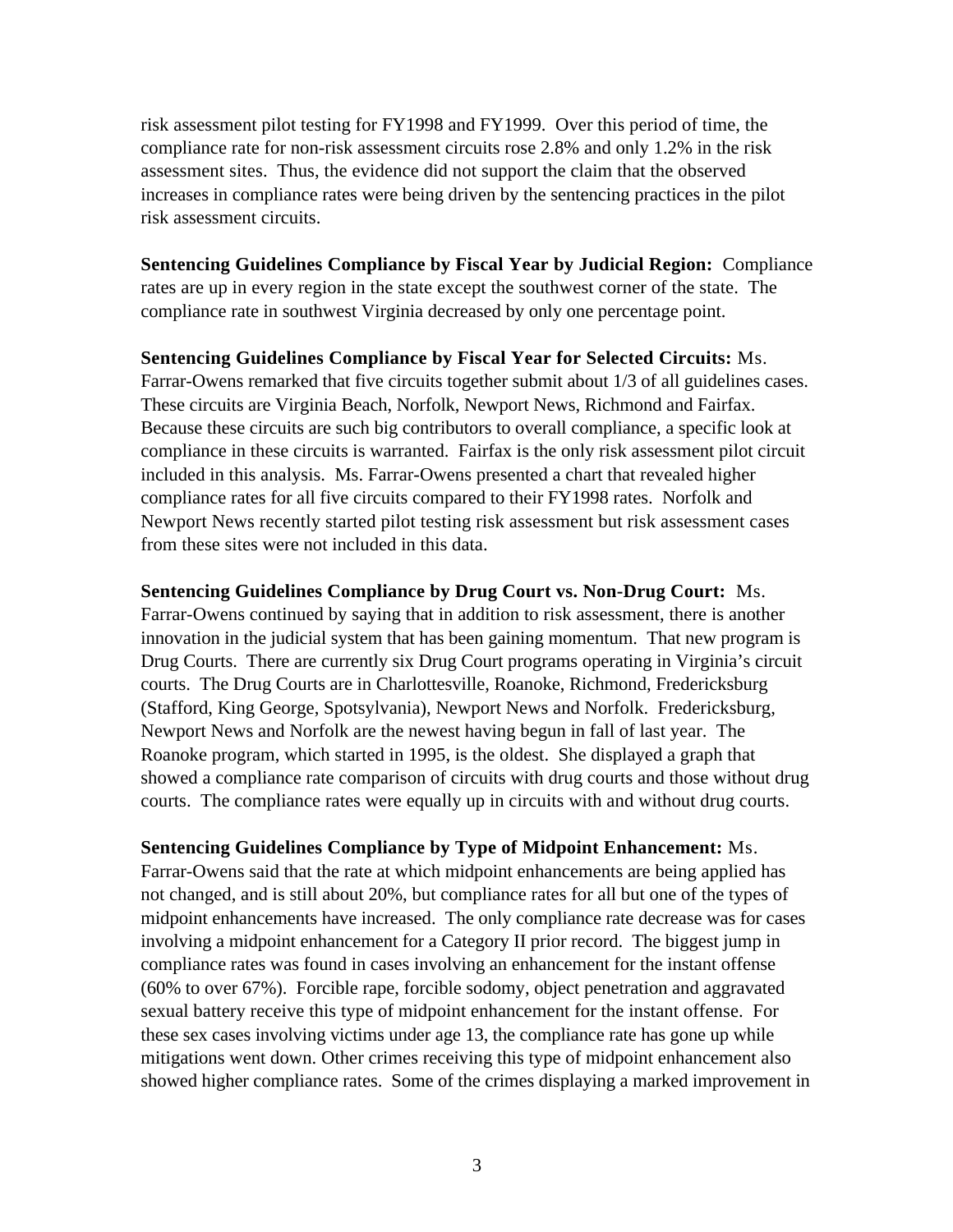risk assessment pilot testing for FY1998 and FY1999. Over this period of time, the compliance rate for non-risk assessment circuits rose 2.8% and only 1.2% in the risk assessment sites. Thus, the evidence did not support the claim that the observed increases in compliance rates were being driven by the sentencing practices in the pilot risk assessment circuits.

**Sentencing Guidelines Compliance by Fiscal Year by Judicial Region:** Compliance rates are up in every region in the state except the southwest corner of the state. The compliance rate in southwest Virginia decreased by only one percentage point.

**Sentencing Guidelines Compliance by Fiscal Year for Selected Circuits:** Ms. Farrar-Owens remarked that five circuits together submit about 1/3 of all guidelines cases. These circuits are Virginia Beach, Norfolk, Newport News, Richmond and Fairfax. Because these circuits are such big contributors to overall compliance, a specific look at compliance in these circuits is warranted. Fairfax is the only risk assessment pilot circuit included in this analysis. Ms. Farrar-Owens presented a chart that revealed higher compliance rates for all five circuits compared to their FY1998 rates. Norfolk and Newport News recently started pilot testing risk assessment but risk assessment cases from these sites were not included in this data.

**Sentencing Guidelines Compliance by Drug Court vs. Non-Drug Court:** Ms. Farrar-Owens continued by saying that in addition to risk assessment, there is another innovation in the judicial system that has been gaining momentum. That new program is Drug Courts. There are currently six Drug Court programs operating in Virginia's circuit courts. The Drug Courts are in Charlottesville, Roanoke, Richmond, Fredericksburg (Stafford, King George, Spotsylvania), Newport News and Norfolk. Fredericksburg, Newport News and Norfolk are the newest having begun in fall of last year. The Roanoke program, which started in 1995, is the oldest. She displayed a graph that showed a compliance rate comparison of circuits with drug courts and those without drug courts. The compliance rates were equally up in circuits with and without drug courts.

**Sentencing Guidelines Compliance by Type of Midpoint Enhancement:** Ms. Farrar-Owens said that the rate at which midpoint enhancements are being applied has not changed, and is still about 20%, but compliance rates for all but one of the types of midpoint enhancements have increased. The only compliance rate decrease was for cases involving a midpoint enhancement for a Category II prior record. The biggest jump in compliance rates was found in cases involving an enhancement for the instant offense (60% to over 67%). Forcible rape, forcible sodomy, object penetration and aggravated sexual battery receive this type of midpoint enhancement for the instant offense. For these sex cases involving victims under age 13, the compliance rate has gone up while mitigations went down. Other crimes receiving this type of midpoint enhancement also showed higher compliance rates. Some of the crimes displaying a marked improvement in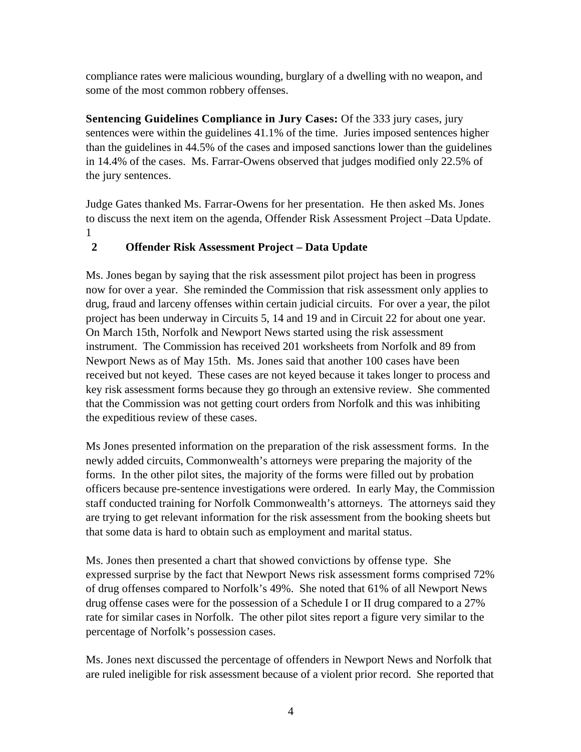compliance rates were malicious wounding, burglary of a dwelling with no weapon, and some of the most common robbery offenses.

**Sentencing Guidelines Compliance in Jury Cases:** Of the 333 jury cases, jury sentences were within the guidelines 41.1% of the time. Juries imposed sentences higher than the guidelines in 44.5% of the cases and imposed sanctions lower than the guidelines in 14.4% of the cases. Ms. Farrar-Owens observed that judges modified only 22.5% of the jury sentences.

Judge Gates thanked Ms. Farrar-Owens for her presentation. He then asked Ms. Jones to discuss the next item on the agenda, Offender Risk Assessment Project –Data Update.
1

## 2 Offender Risk Assessment Project – Data Update

Ms. Jones began by saying that the risk assessment pilot project has been in progress now for over a year. She reminded the Commission that risk assessment only applies to drug, fraud and larceny offenses within certain judicial circuits. For over a year, the pilot project has been underway in Circuits 5, 14 and 19 and in Circuit 22 for about one year. On March 15th, Norfolk and Newport News started using the risk assessment instrument. The Commission has received 201 worksheets from Norfolk and 89 from Newport News as of May 15th. Ms. Jones said that another 100 cases have been received but not keyed. These cases are not keyed because it takes longer to process and key risk assessment forms because they go through an extensive review. She commented that the Commission was not getting court orders from Norfolk and this was inhibiting the expeditious review of these cases.

Ms Jones presented information on the preparation of the risk assessment forms. In the newly added circuits, Commonwealth's attorneys were preparing the majority of the forms. In the other pilot sites, the majority of the forms were filled out by probation officers because pre-sentence investigations were ordered. In early May, the Commission staff conducted training for Norfolk Commonwealth's attorneys. The attorneys said they are trying to get relevant information for the risk assessment from the booking sheets but that some data is hard to obtain such as employment and marital status.

Ms. Jones then presented a chart that showed convictions by offense type. She expressed surprise by the fact that Newport News risk assessment forms comprised 72% of drug offenses compared to Norfolk's 49%. She noted that 61% of all Newport News drug offense cases were for the possession of a Schedule I or II drug compared to a 27% rate for similar cases in Norfolk. The other pilot sites report a figure very similar to the percentage of Norfolk's possession cases.

Ms. Jones next discussed the percentage of offenders in Newport News and Norfolk that are ruled ineligible for risk assessment because of a violent prior record. She reported that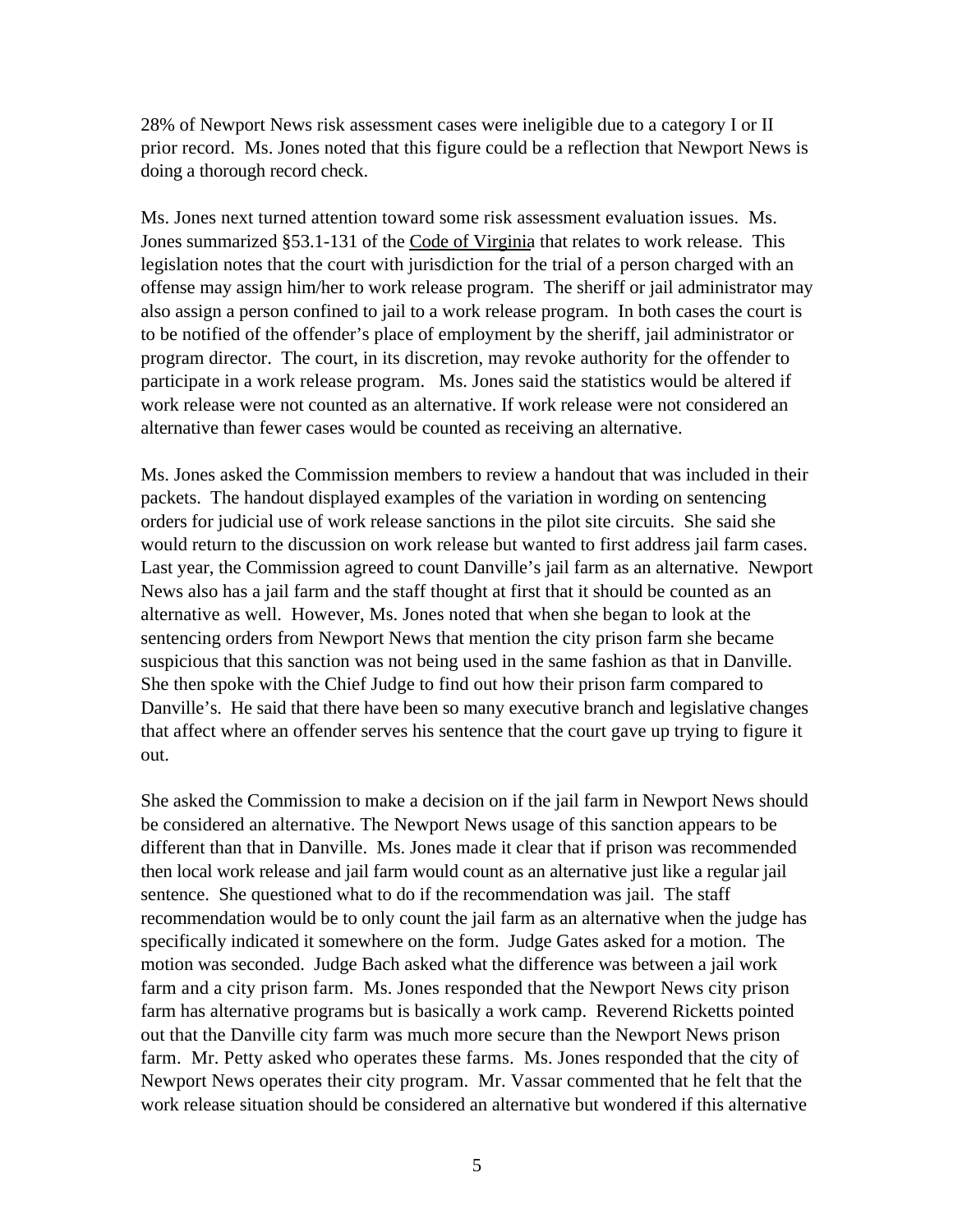28% of Newport News risk assessment cases were ineligible due to a category I or II prior record. Ms. Jones noted that this figure could be a reflection that Newport News is doing a thorough record check.

Ms. Jones next turned attention toward some risk assessment evaluation issues. Ms. Jones summarized §53.1-131 of the Code of Virginia that relates to work release. This legislation notes that the court with jurisdiction for the trial of a person charged with an offense may assign him/her to work release program. The sheriff or jail administrator may also assign a person confined to jail to a work release program. In both cases the court is to be notified of the offender's place of employment by the sheriff, jail administrator or program director. The court, in its discretion, may revoke authority for the offender to participate in a work release program. Ms. Jones said the statistics would be altered if work release were not counted as an alternative. If work release were not considered an alternative than fewer cases would be counted as receiving an alternative.

Ms. Jones asked the Commission members to review a handout that was included in their packets. The handout displayed examples of the variation in wording on sentencing orders for judicial use of work release sanctions in the pilot site circuits. She said she would return to the discussion on work release but wanted to first address jail farm cases. Last year, the Commission agreed to count Danville's jail farm as an alternative. Newport News also has a jail farm and the staff thought at first that it should be counted as an alternative as well. However, Ms. Jones noted that when she began to look at the sentencing orders from Newport News that mention the city prison farm she became suspicious that this sanction was not being used in the same fashion as that in Danville. She then spoke with the Chief Judge to find out how their prison farm compared to Danville's. He said that there have been so many executive branch and legislative changes that affect where an offender serves his sentence that the court gave up trying to figure it out.

She asked the Commission to make a decision on if the jail farm in Newport News should be considered an alternative. The Newport News usage of this sanction appears to be different than that in Danville. Ms. Jones made it clear that if prison was recommended then local work release and jail farm would count as an alternative just like a regular jail sentence. She questioned what to do if the recommendation was jail. The staff recommendation would be to only count the jail farm as an alternative when the judge has specifically indicated it somewhere on the form. Judge Gates asked for a motion. The motion was seconded. Judge Bach asked what the difference was between a jail work farm and a city prison farm. Ms. Jones responded that the Newport News city prison farm has alternative programs but is basically a work camp. Reverend Ricketts pointed out that the Danville city farm was much more secure than the Newport News prison farm. Mr. Petty asked who operates these farms. Ms. Jones responded that the city of Newport News operates their city program. Mr. Vassar commented that he felt that the work release situation should be considered an alternative but wondered if this alternative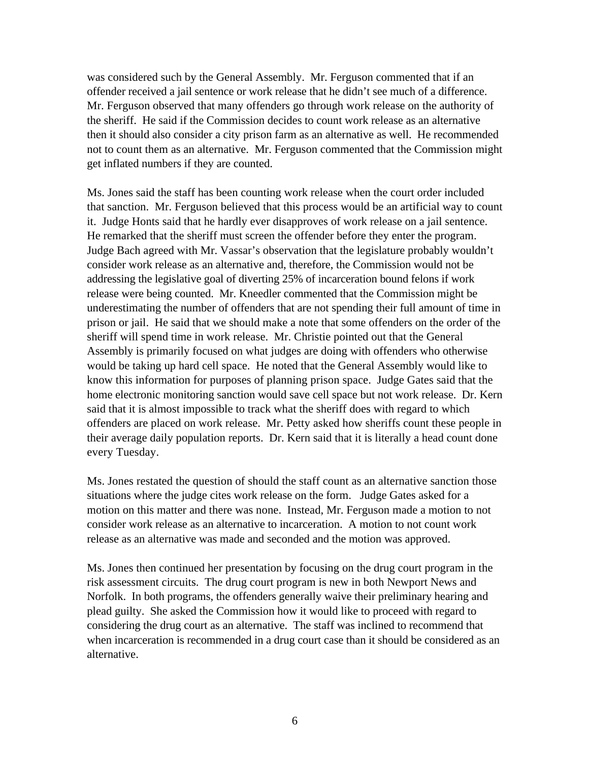was considered such by the General Assembly. Mr. Ferguson commented that if an offender received a jail sentence or work release that he didn't see much of a difference. Mr. Ferguson observed that many offenders go through work release on the authority of the sheriff. He said if the Commission decides to count work release as an alternative then it should also consider a city prison farm as an alternative as well. He recommended not to count them as an alternative. Mr. Ferguson commented that the Commission might get inflated numbers if they are counted.

Ms. Jones said the staff has been counting work release when the court order included that sanction. Mr. Ferguson believed that this process would be an artificial way to count it. Judge Honts said that he hardly ever disapproves of work release on a jail sentence. He remarked that the sheriff must screen the offender before they enter the program. Judge Bach agreed with Mr. Vassar's observation that the legislature probably wouldn't consider work release as an alternative and, therefore, the Commission would not be addressing the legislative goal of diverting 25% of incarceration bound felons if work release were being counted. Mr. Kneedler commented that the Commission might be underestimating the number of offenders that are not spending their full amount of time in prison or jail. He said that we should make a note that some offenders on the order of the sheriff will spend time in work release. Mr. Christie pointed out that the General Assembly is primarily focused on what judges are doing with offenders who otherwise would be taking up hard cell space. He noted that the General Assembly would like to know this information for purposes of planning prison space. Judge Gates said that the home electronic monitoring sanction would save cell space but not work release. Dr. Kern said that it is almost impossible to track what the sheriff does with regard to which offenders are placed on work release. Mr. Petty asked how sheriffs count these people in their average daily population reports. Dr. Kern said that it is literally a head count done every Tuesday.

Ms. Jones restated the question of should the staff count as an alternative sanction those situations where the judge cites work release on the form. Judge Gates asked for a motion on this matter and there was none. Instead, Mr. Ferguson made a motion to not consider work release as an alternative to incarceration. A motion to not count work release as an alternative was made and seconded and the motion was approved.

Ms. Jones then continued her presentation by focusing on the drug court program in the risk assessment circuits. The drug court program is new in both Newport News and Norfolk. In both programs, the offenders generally waive their preliminary hearing and plead guilty. She asked the Commission how it would like to proceed with regard to considering the drug court as an alternative. The staff was inclined to recommend that when incarceration is recommended in a drug court case than it should be considered as an alternative.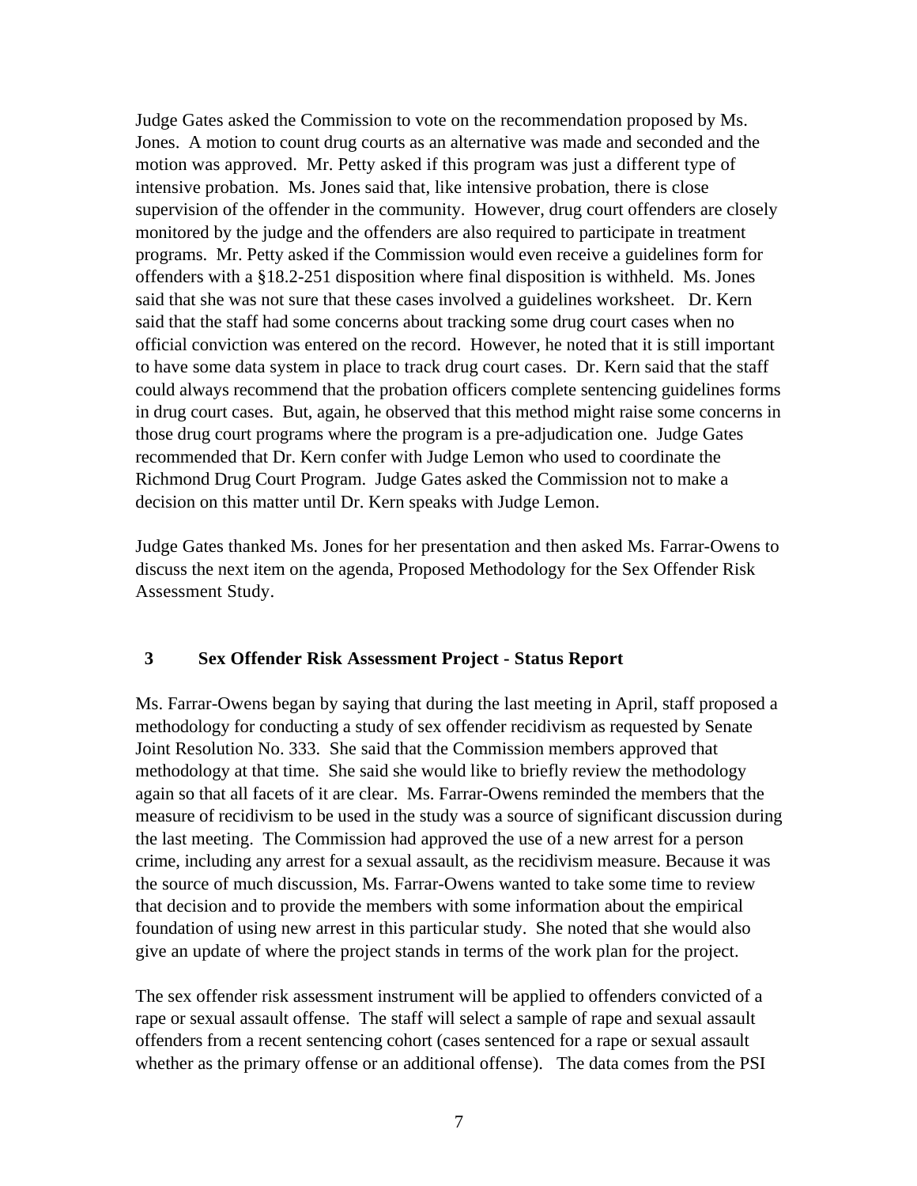Judge Gates asked the Commission to vote on the recommendation proposed by Ms. Jones. A motion to count drug courts as an alternative was made and seconded and the motion was approved. Mr. Petty asked if this program was just a different type of intensive probation. Ms. Jones said that, like intensive probation, there is close supervision of the offender in the community. However, drug court offenders are closely monitored by the judge and the offenders are also required to participate in treatment programs. Mr. Petty asked if the Commission would even receive a guidelines form for offenders with a §18.2-251 disposition where final disposition is withheld. Ms. Jones said that she was not sure that these cases involved a guidelines worksheet. Dr. Kern said that the staff had some concerns about tracking some drug court cases when no official conviction was entered on the record. However, he noted that it is still important to have some data system in place to track drug court cases. Dr. Kern said that the staff could always recommend that the probation officers complete sentencing guidelines forms in drug court cases. But, again, he observed that this method might raise some concerns in those drug court programs where the program is a pre-adjudication one. Judge Gates recommended that Dr. Kern confer with Judge Lemon who used to coordinate the Richmond Drug Court Program. Judge Gates asked the Commission not to make a decision on this matter until Dr. Kern speaks with Judge Lemon.

Judge Gates thanked Ms. Jones for her presentation and then asked Ms. Farrar-Owens to discuss the next item on the agenda, Proposed Methodology for the Sex Offender Risk Assessment Study.

## 3 Sex Offender Risk Assessment Project - Status Report

Ms. Farrar-Owens began by saying that during the last meeting in April, staff proposed a methodology for conducting a study of sex offender recidivism as requested by Senate Joint Resolution No. 333. She said that the Commission members approved that methodology at that time. She said she would like to briefly review the methodology again so that all facets of it are clear. Ms. Farrar-Owens reminded the members that the measure of recidivism to be used in the study was a source of significant discussion during the last meeting. The Commission had approved the use of a new arrest for a person crime, including any arrest for a sexual assault, as the recidivism measure. Because it was the source of much discussion, Ms. Farrar-Owens wanted to take some time to review that decision and to provide the members with some information about the empirical foundation of using new arrest in this particular study. She noted that she would also give an update of where the project stands in terms of the work plan for the project.

The sex offender risk assessment instrument will be applied to offenders convicted of a rape or sexual assault offense. The staff will select a sample of rape and sexual assault offenders from a recent sentencing cohort (cases sentenced for a rape or sexual assault whether as the primary offense or an additional offense). The data comes from the PSI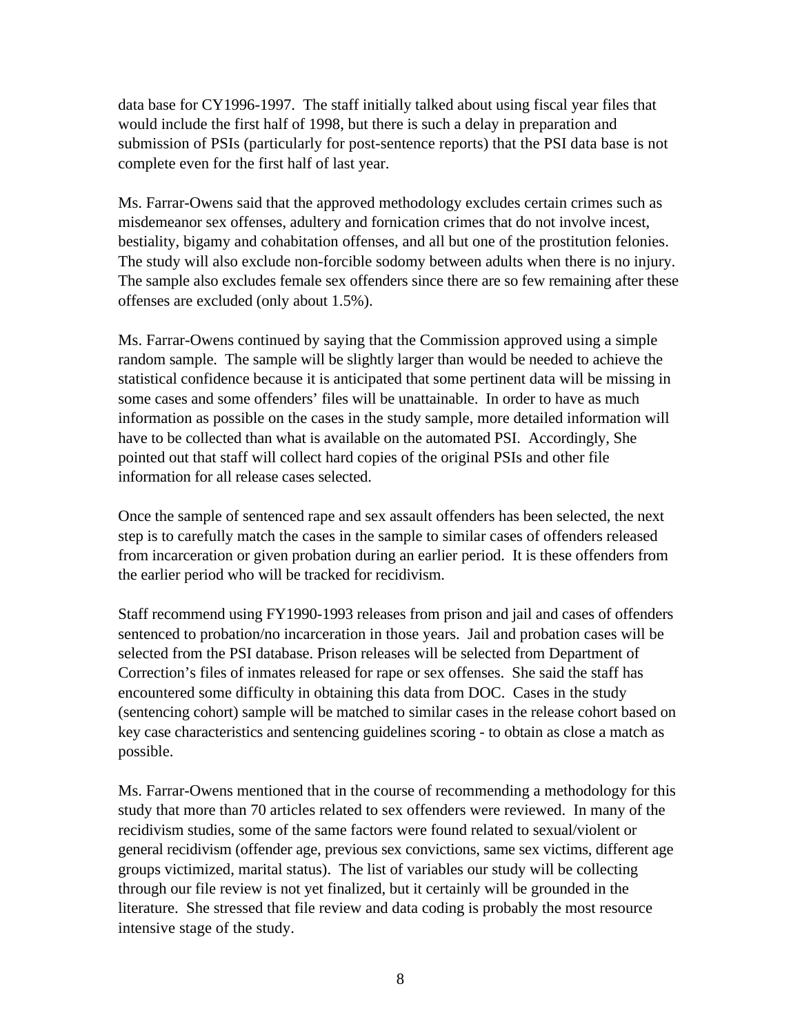data base for CY1996-1997. The staff initially talked about using fiscal year files that would include the first half of 1998, but there is such a delay in preparation and submission of PSIs (particularly for post-sentence reports) that the PSI data base is not complete even for the first half of last year.

Ms. Farrar-Owens said that the approved methodology excludes certain crimes such as misdemeanor sex offenses, adultery and fornication crimes that do not involve incest, bestiality, bigamy and cohabitation offenses, and all but one of the prostitution felonies. The study will also exclude non-forcible sodomy between adults when there is no injury. The sample also excludes female sex offenders since there are so few remaining after these offenses are excluded (only about 1.5%).

Ms. Farrar-Owens continued by saying that the Commission approved using a simple random sample. The sample will be slightly larger than would be needed to achieve the statistical confidence because it is anticipated that some pertinent data will be missing in some cases and some offenders' files will be unattainable. In order to have as much information as possible on the cases in the study sample, more detailed information will have to be collected than what is available on the automated PSI. Accordingly, She pointed out that staff will collect hard copies of the original PSIs and other file information for all release cases selected.

Once the sample of sentenced rape and sex assault offenders has been selected, the next step is to carefully match the cases in the sample to similar cases of offenders released from incarceration or given probation during an earlier period. It is these offenders from the earlier period who will be tracked for recidivism.

Staff recommend using FY1990-1993 releases from prison and jail and cases of offenders sentenced to probation/no incarceration in those years. Jail and probation cases will be selected from the PSI database. Prison releases will be selected from Department of Correction's files of inmates released for rape or sex offenses. She said the staff has encountered some difficulty in obtaining this data from DOC. Cases in the study (sentencing cohort) sample will be matched to similar cases in the release cohort based on key case characteristics and sentencing guidelines scoring - to obtain as close a match as possible.

Ms. Farrar-Owens mentioned that in the course of recommending a methodology for this study that more than 70 articles related to sex offenders were reviewed. In many of the recidivism studies, some of the same factors were found related to sexual/violent or general recidivism (offender age, previous sex convictions, same sex victims, different age groups victimized, marital status). The list of variables our study will be collecting through our file review is not yet finalized, but it certainly will be grounded in the literature. She stressed that file review and data coding is probably the most resource intensive stage of the study.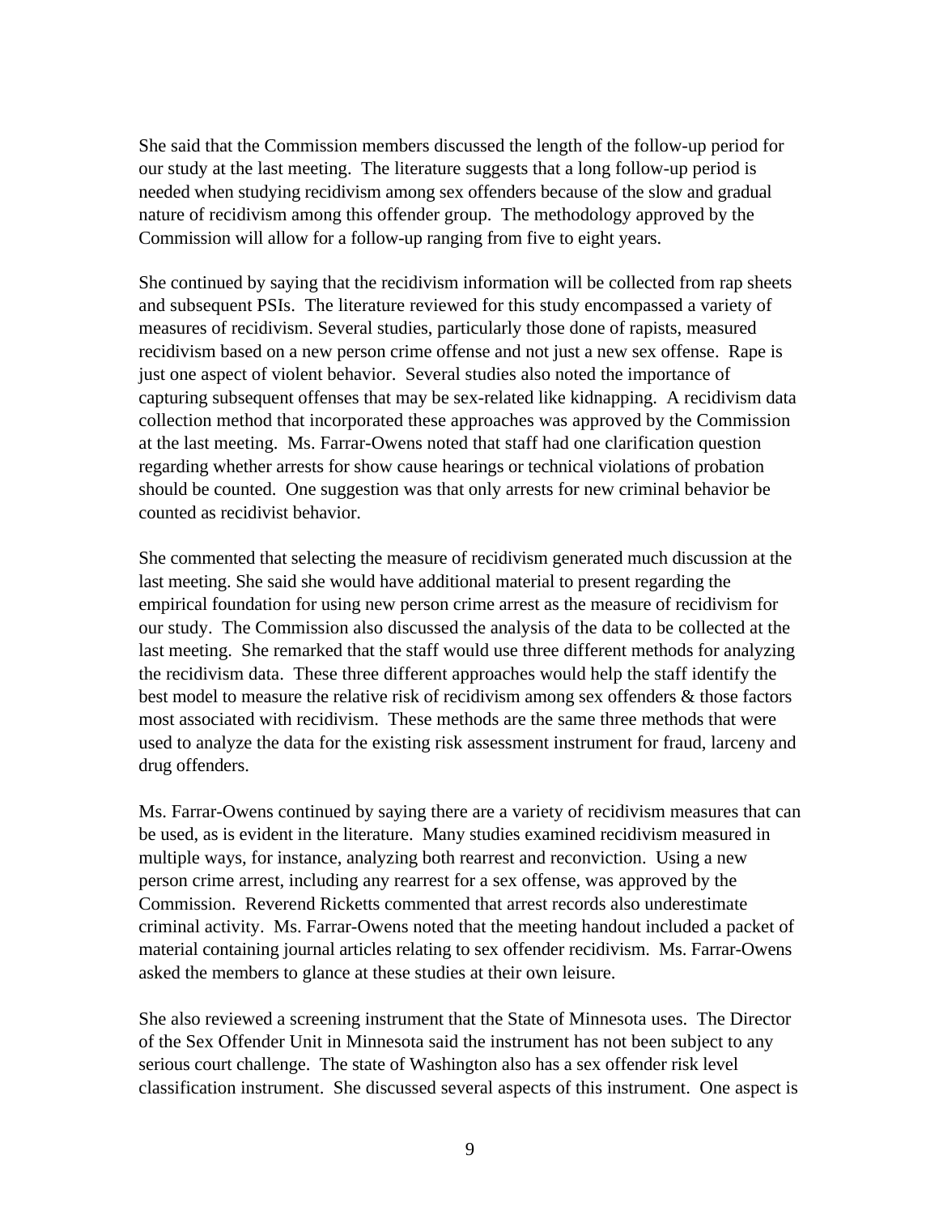She said that the Commission members discussed the length of the follow-up period for our study at the last meeting. The literature suggests that a long follow-up period is needed when studying recidivism among sex offenders because of the slow and gradual nature of recidivism among this offender group. The methodology approved by the Commission will allow for a follow-up ranging from five to eight years.

She continued by saying that the recidivism information will be collected from rap sheets and subsequent PSIs. The literature reviewed for this study encompassed a variety of measures of recidivism. Several studies, particularly those done of rapists, measured recidivism based on a new person crime offense and not just a new sex offense. Rape is just one aspect of violent behavior. Several studies also noted the importance of capturing subsequent offenses that may be sex-related like kidnapping. A recidivism data collection method that incorporated these approaches was approved by the Commission at the last meeting. Ms. Farrar-Owens noted that staff had one clarification question regarding whether arrests for show cause hearings or technical violations of probation should be counted. One suggestion was that only arrests for new criminal behavior be counted as recidivist behavior.

She commented that selecting the measure of recidivism generated much discussion at the last meeting. She said she would have additional material to present regarding the empirical foundation for using new person crime arrest as the measure of recidivism for our study. The Commission also discussed the analysis of the data to be collected at the last meeting. She remarked that the staff would use three different methods for analyzing the recidivism data. These three different approaches would help the staff identify the best model to measure the relative risk of recidivism among sex offenders & those factors most associated with recidivism. These methods are the same three methods that were used to analyze the data for the existing risk assessment instrument for fraud, larceny and drug offenders.

Ms. Farrar-Owens continued by saying there are a variety of recidivism measures that can be used, as is evident in the literature. Many studies examined recidivism measured in multiple ways, for instance, analyzing both rearrest and reconviction. Using a new person crime arrest, including any rearrest for a sex offense, was approved by the Commission. Reverend Ricketts commented that arrest records also underestimate criminal activity. Ms. Farrar-Owens noted that the meeting handout included a packet of material containing journal articles relating to sex offender recidivism. Ms. Farrar-Owens asked the members to glance at these studies at their own leisure.

She also reviewed a screening instrument that the State of Minnesota uses. The Director of the Sex Offender Unit in Minnesota said the instrument has not been subject to any serious court challenge. The state of Washington also has a sex offender risk level classification instrument. She discussed several aspects of this instrument. One aspect is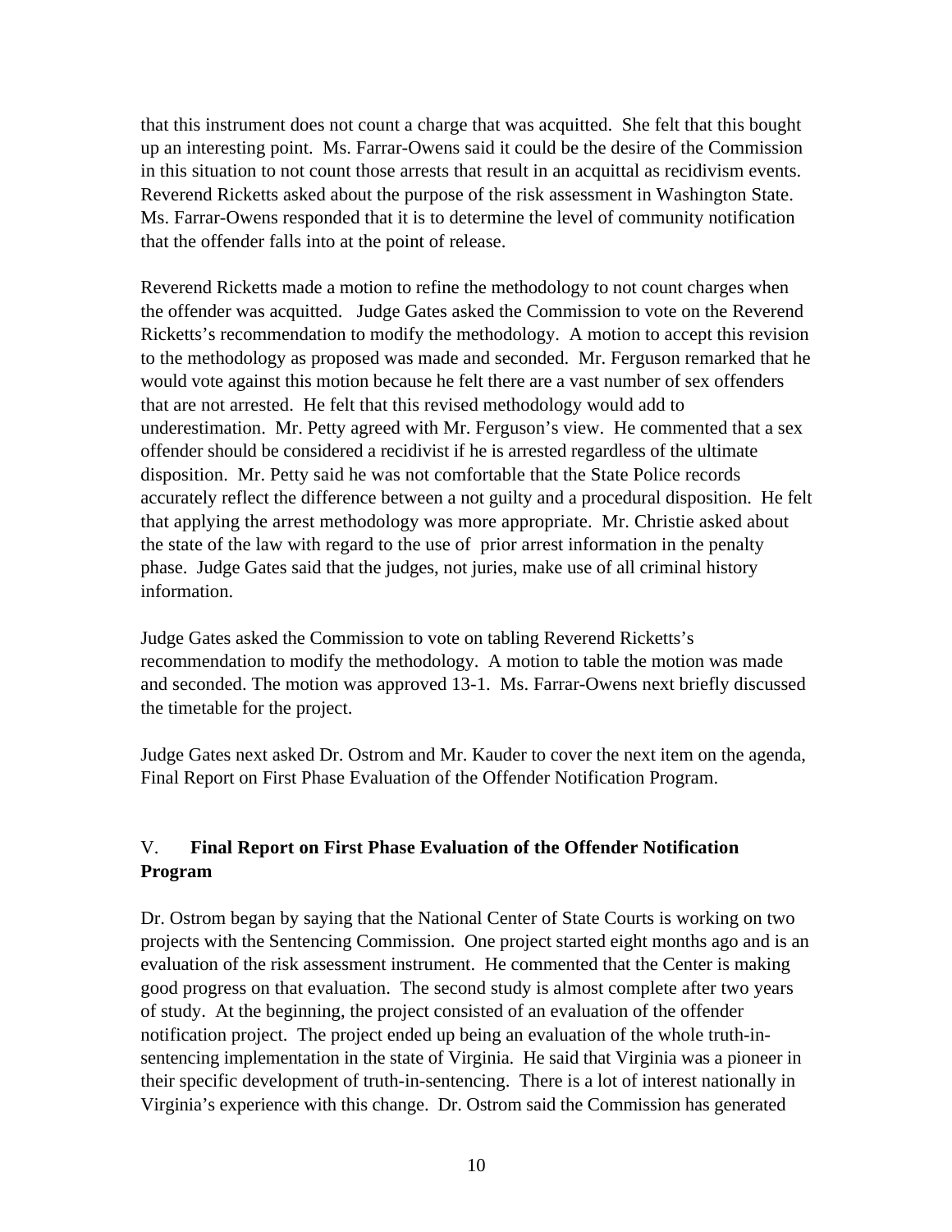that this instrument does not count a charge that was acquitted. She felt that this bought up an interesting point. Ms. Farrar-Owens said it could be the desire of the Commission in this situation to not count those arrests that result in an acquittal as recidivism events. Reverend Ricketts asked about the purpose of the risk assessment in Washington State. Ms. Farrar-Owens responded that it is to determine the level of community notification that the offender falls into at the point of release.

Reverend Ricketts made a motion to refine the methodology to not count charges when the offender was acquitted. Judge Gates asked the Commission to vote on the Reverend Ricketts's recommendation to modify the methodology. A motion to accept this revision to the methodology as proposed was made and seconded. Mr. Ferguson remarked that he would vote against this motion because he felt there are a vast number of sex offenders that are not arrested. He felt that this revised methodology would add to underestimation. Mr. Petty agreed with Mr. Ferguson's view. He commented that a sex offender should be considered a recidivist if he is arrested regardless of the ultimate disposition. Mr. Petty said he was not comfortable that the State Police records accurately reflect the difference between a not guilty and a procedural disposition. He felt that applying the arrest methodology was more appropriate. Mr. Christie asked about the state of the law with regard to the use of prior arrest information in the penalty phase. Judge Gates said that the judges, not juries, make use of all criminal history information.

Judge Gates asked the Commission to vote on tabling Reverend Ricketts's recommendation to modify the methodology. A motion to table the motion was made and seconded. The motion was approved 13-1. Ms. Farrar-Owens next briefly discussed the timetable for the project.

Judge Gates next asked Dr. Ostrom and Mr. Kauder to cover the next item on the agenda, Final Report on First Phase Evaluation of the Offender Notification Program.

## V. **Final Report on First Phase Evaluation of the Offender Notification Program**

Dr. Ostrom began by saying that the National Center of State Courts is working on two projects with the Sentencing Commission. One project started eight months ago and is an evaluation of the risk assessment instrument. He commented that the Center is making good progress on that evaluation. The second study is almost complete after two years of study. At the beginning, the project consisted of an evaluation of the offender notification project. The project ended up being an evaluation of the whole truth-in-sentencing implementation in the state of Virginia. He said that Virginia was a pioneer in their specific development of truth-in-sentencing. There is a lot of interest nationally in Virginia's experience with this change. Dr. Ostrom said the Commission has generated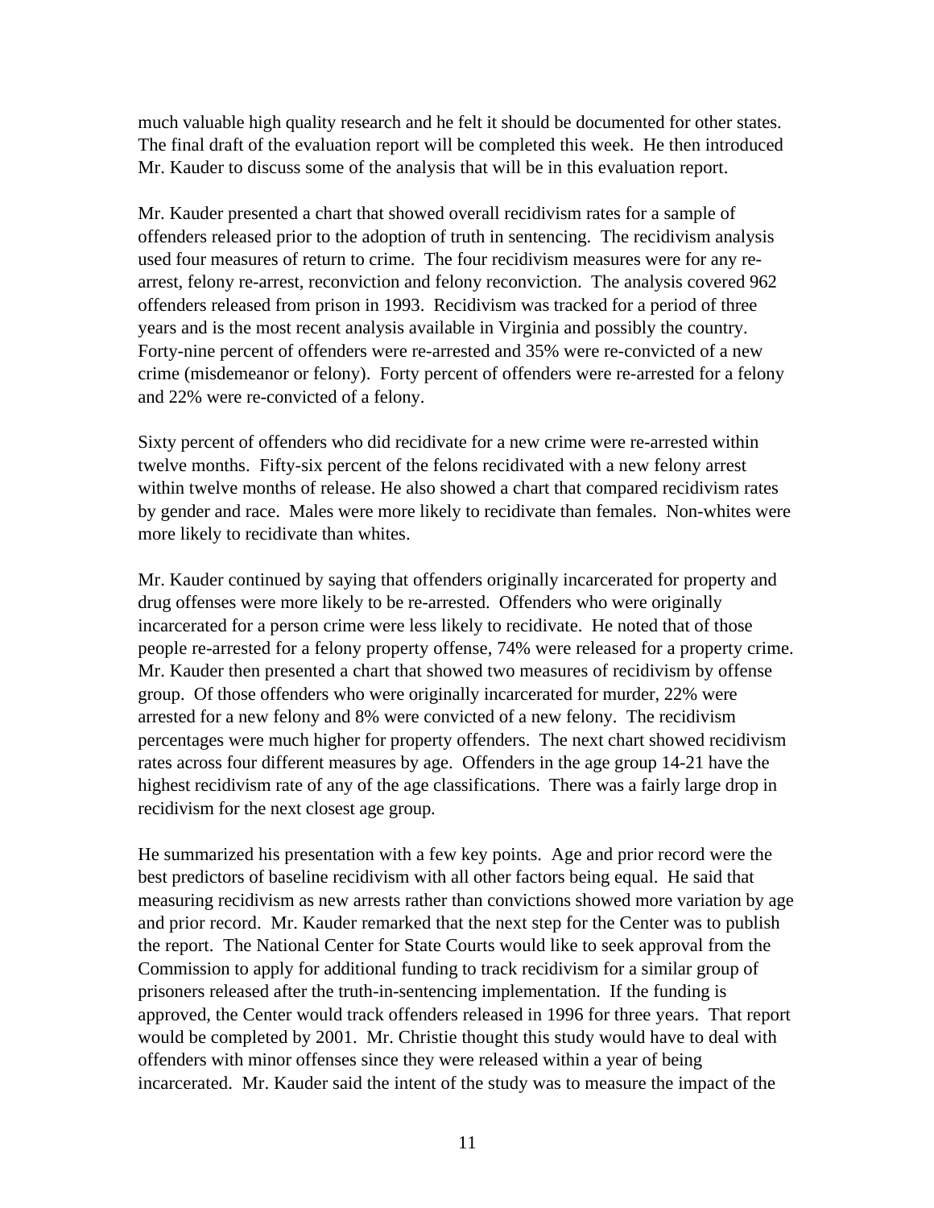much valuable high quality research and he felt it should be documented for other states. The final draft of the evaluation report will be completed this week. He then introduced Mr. Kauder to discuss some of the analysis that will be in this evaluation report.

Mr. Kauder presented a chart that showed overall recidivism rates for a sample of offenders released prior to the adoption of truth in sentencing. The recidivism analysis used four measures of return to crime. The four recidivism measures were for any re-arrest, felony re-arrest, reconviction and felony reconviction. The analysis covered 962 offenders released from prison in 1993. Recidivism was tracked for a period of three years and is the most recent analysis available in Virginia and possibly the country. Forty-nine percent of offenders were re-arrested and 35% were re-convicted of a new crime (misdemeanor or felony). Forty percent of offenders were re-arrested for a felony and 22% were re-convicted of a felony.

Sixty percent of offenders who did recidivate for a new crime were re-arrested within twelve months. Fifty-six percent of the felons recidivated with a new felony arrest within twelve months of release. He also showed a chart that compared recidivism rates by gender and race. Males were more likely to recidivate than females. Non-whites were more likely to recidivate than whites.

Mr. Kauder continued by saying that offenders originally incarcerated for property and drug offenses were more likely to be re-arrested. Offenders who were originally incarcerated for a person crime were less likely to recidivate. He noted that of those people re-arrested for a felony property offense, 74% were released for a property crime. Mr. Kauder then presented a chart that showed two measures of recidivism by offense group. Of those offenders who were originally incarcerated for murder, 22% were arrested for a new felony and 8% were convicted of a new felony. The recidivism percentages were much higher for property offenders. The next chart showed recidivism rates across four different measures by age. Offenders in the age group 14-21 have the highest recidivism rate of any of the age classifications. There was a fairly large drop in recidivism for the next closest age group.

He summarized his presentation with a few key points. Age and prior record were the best predictors of baseline recidivism with all other factors being equal. He said that measuring recidivism as new arrests rather than convictions showed more variation by age and prior record. Mr. Kauder remarked that the next step for the Center was to publish the report. The National Center for State Courts would like to seek approval from the Commission to apply for additional funding to track recidivism for a similar group of prisoners released after the truth-in-sentencing implementation. If the funding is approved, the Center would track offenders released in 1996 for three years. That report would be completed by 2001. Mr. Christie thought this study would have to deal with offenders with minor offenses since they were released within a year of being incarcerated. Mr. Kauder said the intent of the study was to measure the impact of the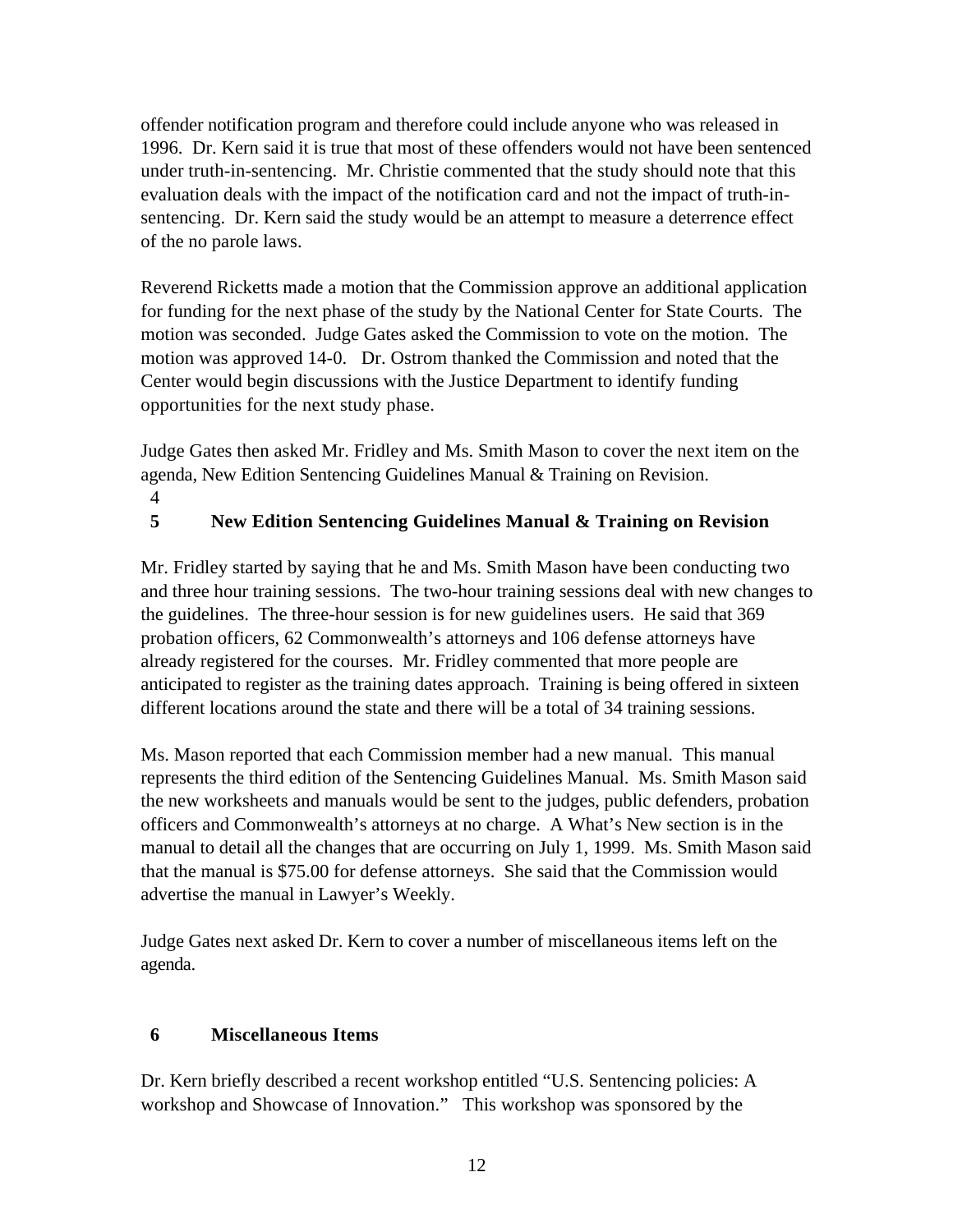offender notification program and therefore could include anyone who was released in 1996. Dr. Kern said it is true that most of these offenders would not have been sentenced under truth-in-sentencing. Mr. Christie commented that the study should note that this evaluation deals with the impact of the notification card and not the impact of truth-in-sentencing. Dr. Kern said the study would be an attempt to measure a deterrence effect of the no parole laws.

Reverend Ricketts made a motion that the Commission approve an additional application for funding for the next phase of the study by the National Center for State Courts. The motion was seconded. Judge Gates asked the Commission to vote on the motion. The motion was approved 14-0. Dr. Ostrom thanked the Commission and noted that the Center would begin discussions with the Justice Department to identify funding opportunities for the next study phase.

Judge Gates then asked Mr. Fridley and Ms. Smith Mason to cover the next item on the agenda, New Edition Sentencing Guidelines Manual & Training on Revision.

4

## 5 New Edition Sentencing Guidelines Manual & Training on Revision

Mr. Fridley started by saying that he and Ms. Smith Mason have been conducting two and three hour training sessions. The two-hour training sessions deal with new changes to the guidelines. The three-hour session is for new guidelines users. He said that 369 probation officers, 62 Commonwealth's attorneys and 106 defense attorneys have already registered for the courses. Mr. Fridley commented that more people are anticipated to register as the training dates approach. Training is being offered in sixteen different locations around the state and there will be a total of 34 training sessions.

Ms. Mason reported that each Commission member had a new manual. This manual represents the third edition of the Sentencing Guidelines Manual. Ms. Smith Mason said the new worksheets and manuals would be sent to the judges, public defenders, probation officers and Commonwealth's attorneys at no charge. A What's New section is in the manual to detail all the changes that are occurring on July 1, 1999. Ms. Smith Mason said that the manual is $75.00 for defense attorneys. She said that the Commission would advertise the manual in Lawyer's Weekly.

Judge Gates next asked Dr. Kern to cover a number of miscellaneous items left on the agenda.

## 6 Miscellaneous Items

Dr. Kern briefly described a recent workshop entitled "U.S. Sentencing policies: A workshop and Showcase of Innovation." This workshop was sponsored by the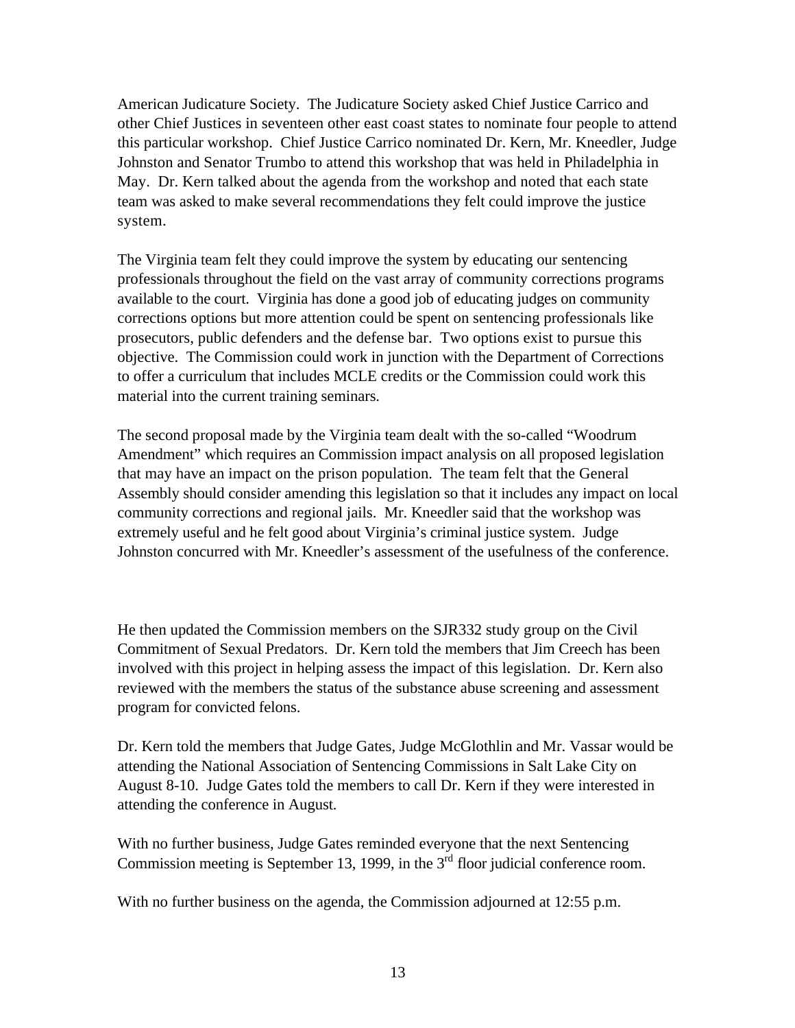American Judicature Society. The Judicature Society asked Chief Justice Carrico and other Chief Justices in seventeen other east coast states to nominate four people to attend this particular workshop. Chief Justice Carrico nominated Dr. Kern, Mr. Kneedler, Judge Johnston and Senator Trumbo to attend this workshop that was held in Philadelphia in May. Dr. Kern talked about the agenda from the workshop and noted that each state team was asked to make several recommendations they felt could improve the justice system.

The Virginia team felt they could improve the system by educating our sentencing professionals throughout the field on the vast array of community corrections programs available to the court. Virginia has done a good job of educating judges on community corrections options but more attention could be spent on sentencing professionals like prosecutors, public defenders and the defense bar. Two options exist to pursue this objective. The Commission could work in junction with the Department of Corrections to offer a curriculum that includes MCLE credits or the Commission could work this material into the current training seminars.

The second proposal made by the Virginia team dealt with the so-called "Woodrum Amendment" which requires an Commission impact analysis on all proposed legislation that may have an impact on the prison population. The team felt that the General Assembly should consider amending this legislation so that it includes any impact on local community corrections and regional jails. Mr. Kneedler said that the workshop was extremely useful and he felt good about Virginia's criminal justice system. Judge Johnston concurred with Mr. Kneedler's assessment of the usefulness of the conference.

He then updated the Commission members on the SJR332 study group on the Civil Commitment of Sexual Predators. Dr. Kern told the members that Jim Creech has been involved with this project in helping assess the impact of this legislation. Dr. Kern also reviewed with the members the status of the substance abuse screening and assessment program for convicted felons.

Dr. Kern told the members that Judge Gates, Judge McGlothlin and Mr. Vassar would be attending the National Association of Sentencing Commissions in Salt Lake City on August 8-10. Judge Gates told the members to call Dr. Kern if they were interested in attending the conference in August.

With no further business, Judge Gates reminded everyone that the next Sentencing Commission meeting is September 13, 1999, in the 3rd floor judicial conference room.

With no further business on the agenda, the Commission adjourned at 12:55 p.m.